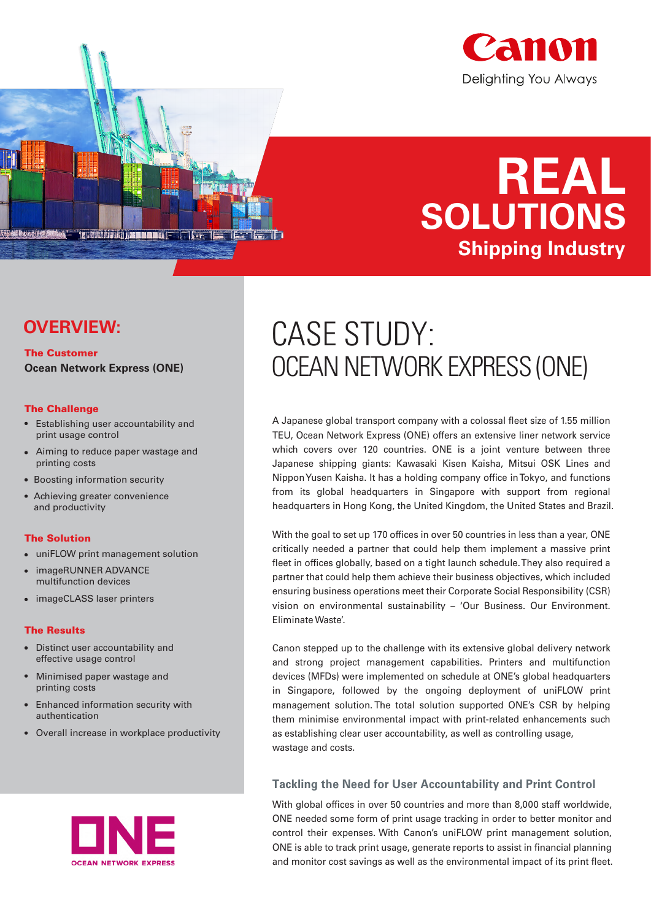Canon

Delighting You Always

# REAL SOLUTIONS

## Shipping Industry

## OVERVIEW:

**The Customer**

**Ocean Network Express (ONE)**

**The Challenge**

- Establishing user accountability and print usage control
- Aiming to reduce paper wastage and printing costs
- Boosting information security
- Achieving greater convenience and productivity

**The Solution**

- uniFLOW print management solution
- imageRUNNER ADVANCE multifunction devices
- imageCLASS laser printers

**The Results**

- Distinct user accountability and effective usage control
- Minimised paper wastage and printing costs
- Enhanced information security with authentication
- Overall increase in workplace productivity

ONE

OCEAN NETWORK EXPRESS

# CASE STUDY: OCEAN NETWORK EXPRESS (ONE)

A Japanese global transport company with a colossal fleet size of 1.55 million TEU, Ocean Network Express (ONE) offers an extensive liner network service which covers over 120 countries. ONE is a joint venture between three Japanese shipping giants: Kawasaki Kisen Kaisha, Mitsui OSK Lines and Nippon Yusen Kaisha. It has a holding company office in Tokyo, and functions from its global headquarters in Singapore with support from regional headquarters in Hong Kong, the United Kingdom, the United States and Brazil.

With the goal to set up 170 offices in over 50 countries in less than a year, ONE critically needed a partner that could help them implement a massive print fleet in offices globally, based on a tight launch schedule. They also required a partner that could help them achieve their business objectives, which included ensuring business operations meet their Corporate Social Responsibility (CSR) vision on environmental sustainability – 'Our Business. Our Environment. Eliminate Waste'.

Canon stepped up to the challenge with its extensive global delivery network and strong project management capabilities. Printers and multifunction devices (MFDs) were implemented on schedule at ONE's global headquarters in Singapore, followed by the ongoing deployment of uniFLOW print management solution. The total solution supported ONE's CSR by helping them minimise environmental impact with print-related enhancements such as establishing clear user accountability, as well as controlling usage, wastage and costs.

### Tackling the Need for User Accountability and Print Control

With global offices in over 50 countries and more than 8,000 staff worldwide, ONE needed some form of print usage tracking in order to better monitor and control their expenses. With Canon's uniFLOW print management solution, ONE is able to track print usage, generate reports to assist in financial planning and monitor cost savings as well as the environmental impact of its print fleet.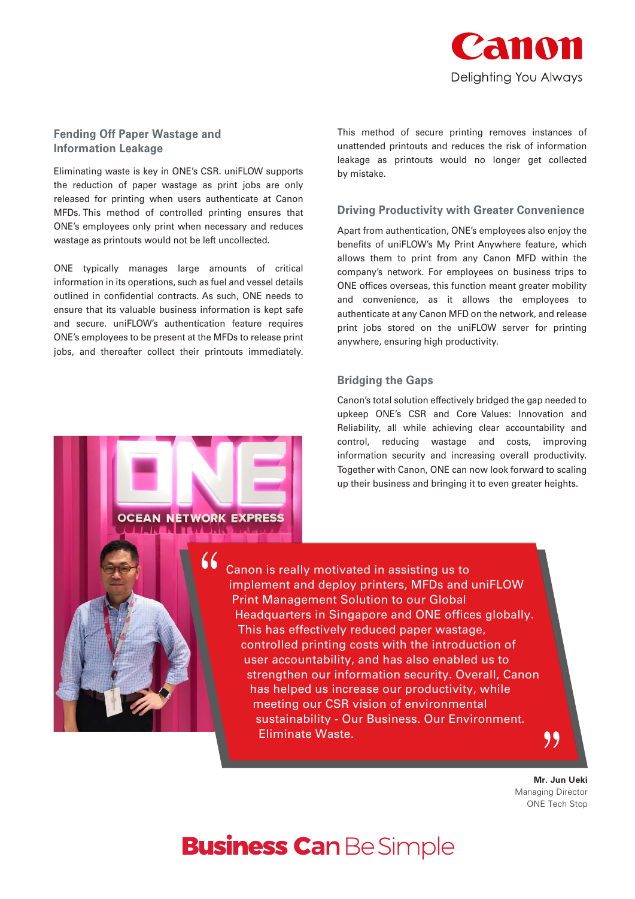## Fending Off Paper Wastage and Information Leakage

Eliminating waste is key in ONE's CSR. uniFLOW supports the reduction of paper wastage as print jobs are only released for printing when users authenticate at Canon MFDs. This method of controlled printing ensures that ONE's employees only print when necessary and reduces wastage as printouts would not be left uncollected.

ONE typically manages large amounts of critical information in its operations, such as fuel and vessel details outlined in confidential contracts. As such, ONE needs to ensure that its valuable business information is kept safe and secure. uniFLOW's authentication feature requires ONE's employees to be present at the MFDs to release print jobs, and thereafter collect their printouts immediately. This method of secure printing removes instances of unattended printouts and reduces the risk of information leakage as printouts would no longer get collected by mistake.

## Driving Productivity with Greater Convenience

Apart from authentication, ONE's employees also enjoy the benefits of uniFLOW's My Print Anywhere feature, which allows them to print from any Canon MFD within the company's network. For employees on business trips to ONE offices overseas, this function meant greater mobility and convenience, as it allows the employees to authenticate at any Canon MFD on the network, and release print jobs stored on the uniFLOW server for printing anywhere, ensuring high productivity.

## Bridging the Gaps

Canon's total solution effectively bridged the gap needed to upkeep ONE's CSR and Core Values: Innovation and Reliability, all while achieving clear accountability and control, reducing wastage and costs, improving information security and increasing overall productivity. Together with Canon, ONE can now look forward to scaling up their business and bringing it to even greater heights.

> "Canon is really motivated in assisting us to implement and deploy printers, MFDs and uniFLOW Print Management Solution to our Global Headquarters in Singapore and ONE offices globally. This has effectively reduced paper wastage, controlled printing costs with the introduction of user accountability, and has also enabled us to strengthen our information security. Overall, Canon has helped us increase our productivity, while meeting our CSR vision of environmental sustainability - Our Business. Our Environment. Eliminate Waste."

**Mr. Jun Ueki**
Managing Director
ONE Tech Stop

**Business Can** Be Simple